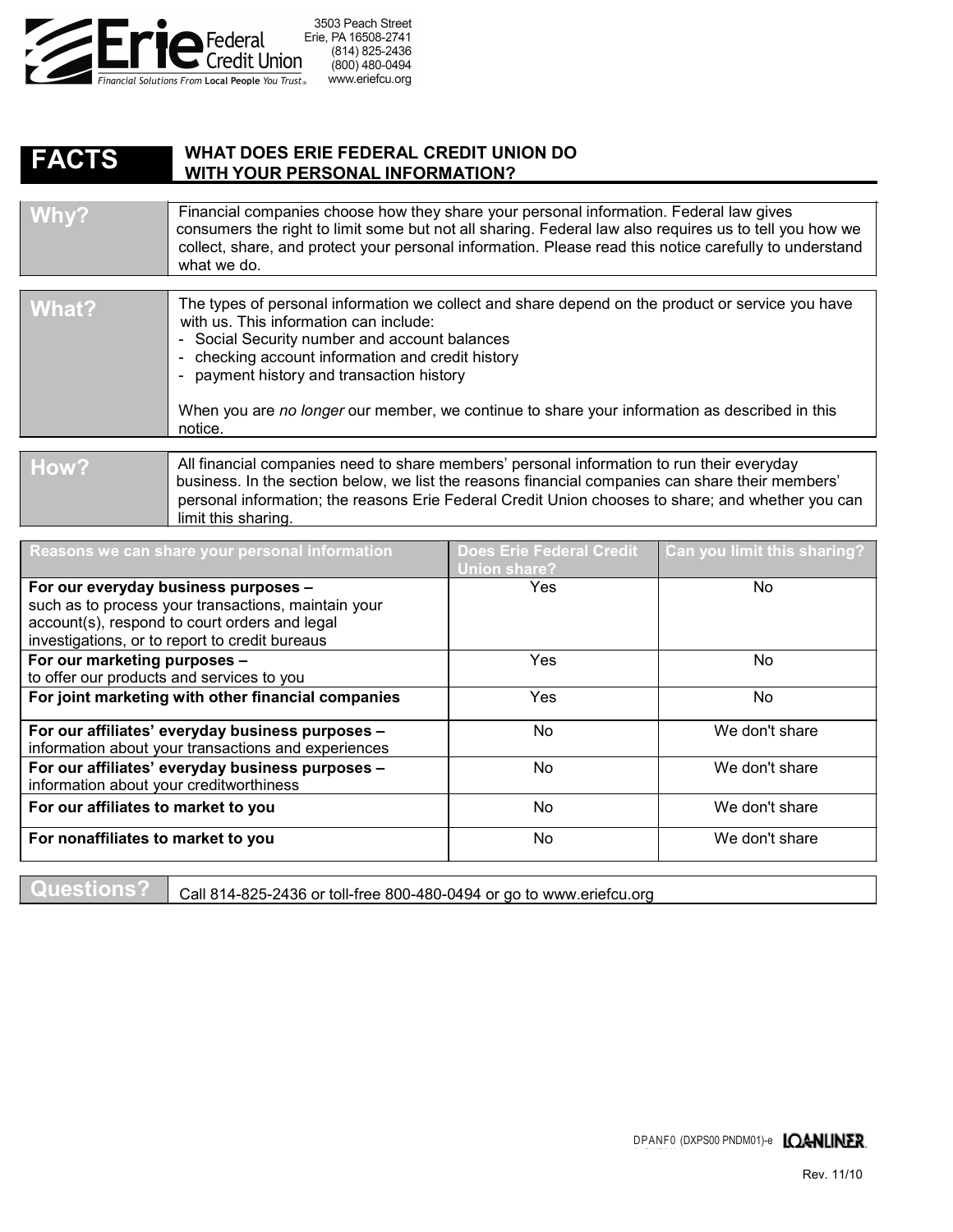Erie Federal Credit Union
Financial Solutions From Local People You Trust

3503 Peach Street
Erie, PA 16508-2741
(814) 825-2436
(800) 480-0494
www.eriefcu.org

# FACTS — WHAT DOES ERIE FEDERAL CREDIT UNION DO WITH YOUR PERSONAL INFORMATION?

| | |
|---|---|
| **Why?** | Financial companies choose how they share your personal information. Federal law gives consumers the right to limit some but not all sharing. Federal law also requires us to tell you how we collect, share, and protect your personal information. Please read this notice carefully to understand what we do. |

| | |
|---|---|
| **What?** | The types of personal information we collect and share depend on the product or service you have with us. This information can include:<br>- Social Security number and account balances<br>- checking account information and credit history<br>- payment history and transaction history<br><br>When you are *no longer* our member, we continue to share your information as described in this notice. |

| | |
|---|---|
| **How?** | All financial companies need to share members' personal information to run their everyday business. In the section below, we list the reasons financial companies can share their members' personal information; the reasons Erie Federal Credit Union chooses to share; and whether you can limit this sharing. |

| Reasons we can share your personal information | Does Erie Federal Credit Union share? | Can you limit this sharing? |
|---|---|---|
| **For our everyday business purposes –** such as to process your transactions, maintain your account(s), respond to court orders and legal investigations, or to report to credit bureaus | Yes | No |
| **For our marketing purposes –** to offer our products and services to you | Yes | No |
| **For joint marketing with other financial companies** | Yes | No |
| **For our affiliates' everyday business purposes –** information about your transactions and experiences | No | We don't share |
| **For our affiliates' everyday business purposes –** information about your creditworthiness | No | We don't share |
| **For our affiliates to market to you** | No | We don't share |
| **For nonaffiliates to market to you** | No | We don't share |

| | |
|---|---|
| **Questions?** | Call 814-825-2436 or toll-free 800-480-0494 or go to www.eriefcu.org |

DPANF0 (DXPS00 PNDM01)-e LOANLINER

Rev. 11/10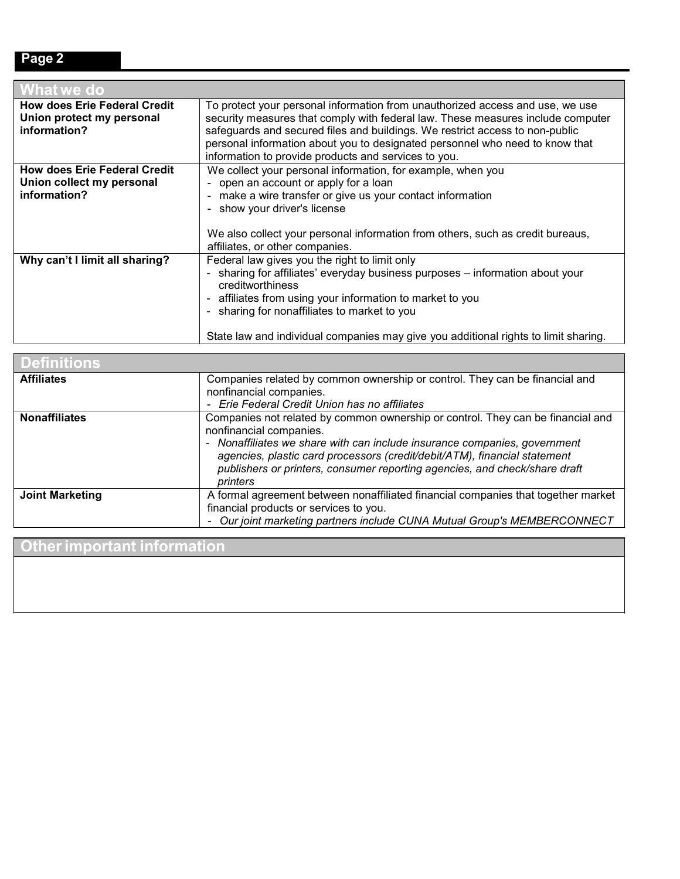| What we do | |
|---|---|
| **How does Erie Federal Credit Union protect my personal information?** | To protect your personal information from unauthorized access and use, we use security measures that comply with federal law. These measures include computer safeguards and secured files and buildings. We restrict access to non-public personal information about you to designated personnel who need to know that information to provide products and services to you. |
| **How does Erie Federal Credit Union collect my personal information?** | We collect your personal information, for example, when you<br>- open an account or apply for a loan<br>- make a wire transfer or give us your contact information<br>- show your driver's license<br><br>We also collect your personal information from others, such as credit bureaus, affiliates, or other companies. |
| **Why can't I limit all sharing?** | Federal law gives you the right to limit only<br>- sharing for affiliates' everyday business purposes – information about your creditworthiness<br>- affiliates from using your information to market to you<br>- sharing for nonaffiliates to market to you<br><br>State law and individual companies may give you additional rights to limit sharing. |

| Definitions | |
|---|---|
| **Affiliates** | Companies related by common ownership or control. They can be financial and nonfinancial companies.<br>- *Erie Federal Credit Union has no affiliates* |
| **Nonaffiliates** | Companies not related by common ownership or control. They can be financial and nonfinancial companies.<br>- *Nonaffiliates we share with can include insurance companies, government agencies, plastic card processors (credit/debit/ATM), financial statement publishers or printers, consumer reporting agencies, and check/share draft printers* |
| **Joint Marketing** | A formal agreement between nonaffiliated financial companies that together market financial products or services to you.<br>- *Our joint marketing partners include CUNA Mutual Group's MEMBERCONNECT* |

## Other important information